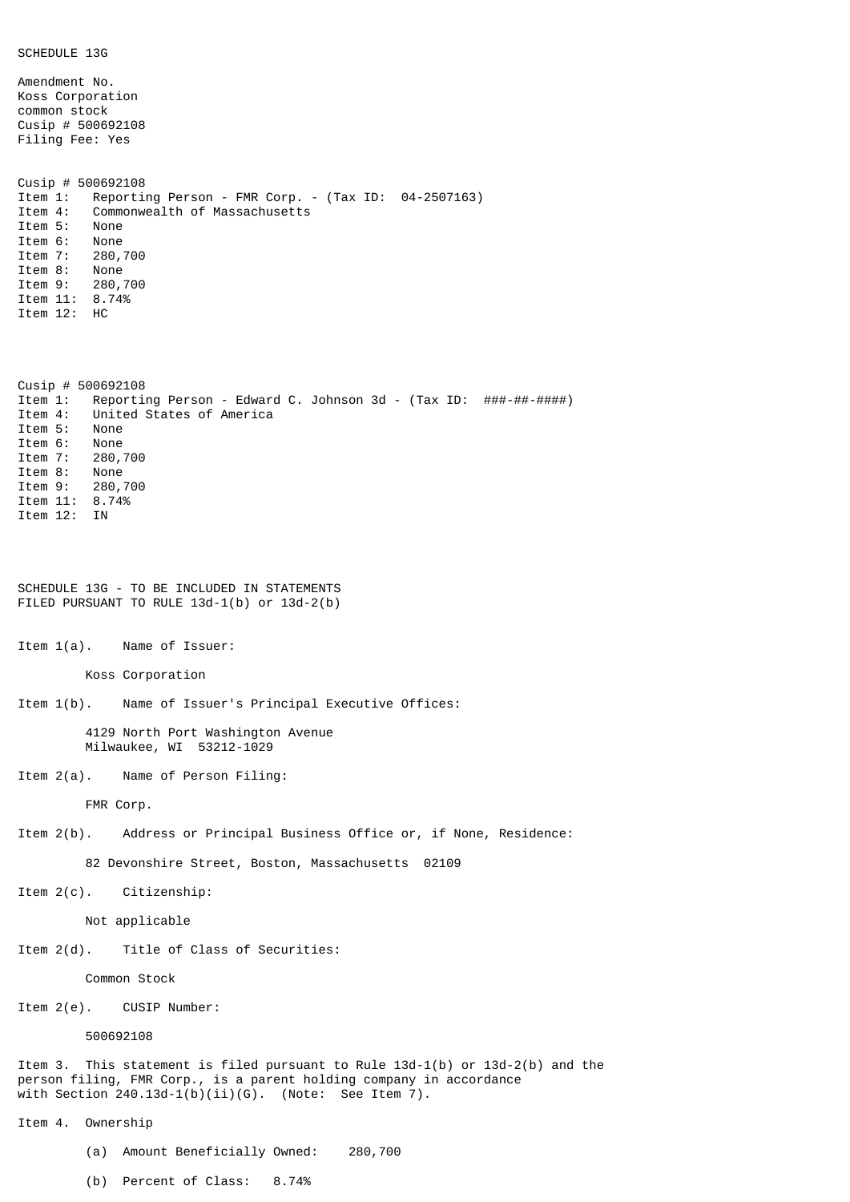SCHEDULE 13G

Amendment No.
Koss Corporation
common stock
Cusip # 500692108
Filing Fee: Yes

Cusip # 500692108
Item 1: Reporting Person - FMR Corp. - (Tax ID: 04-2507163)
Item 4: Commonwealth of Massachusetts
Item 5: None
Item 6: None
Item 7: 280,700
Item 8: None
Item 9: 280,700
Item 11: 8.74%
Item 12: HC

Cusip # 500692108
Item 1: Reporting Person - Edward C. Johnson 3d - (Tax ID: ###-##-####)
Item 4: United States of America
Item 5: None
Item 6: None
Item 7: 280,700
Item 8: None
Item 9: 280,700
Item 11: 8.74%
Item 12: IN

SCHEDULE 13G - TO BE INCLUDED IN STATEMENTS
FILED PURSUANT TO RULE 13d-1(b) or 13d-2(b)

Item 1(a). Name of Issuer:

Koss Corporation

Item 1(b). Name of Issuer's Principal Executive Offices:

4129 North Port Washington Avenue
Milwaukee, WI 53212-1029

Item 2(a). Name of Person Filing:

FMR Corp.

Item 2(b). Address or Principal Business Office or, if None, Residence:

82 Devonshire Street, Boston, Massachusetts 02109

Item 2(c). Citizenship:

Not applicable

Item 2(d). Title of Class of Securities:

Common Stock

Item 2(e). CUSIP Number:

500692108

Item 3. This statement is filed pursuant to Rule 13d-1(b) or 13d-2(b) and the person filing, FMR Corp., is a parent holding company in accordance with Section 240.13d-1(b)(ii)(G). (Note: See Item 7).

Item 4. Ownership

(a) Amount Beneficially Owned: 280,700

(b) Percent of Class: 8.74%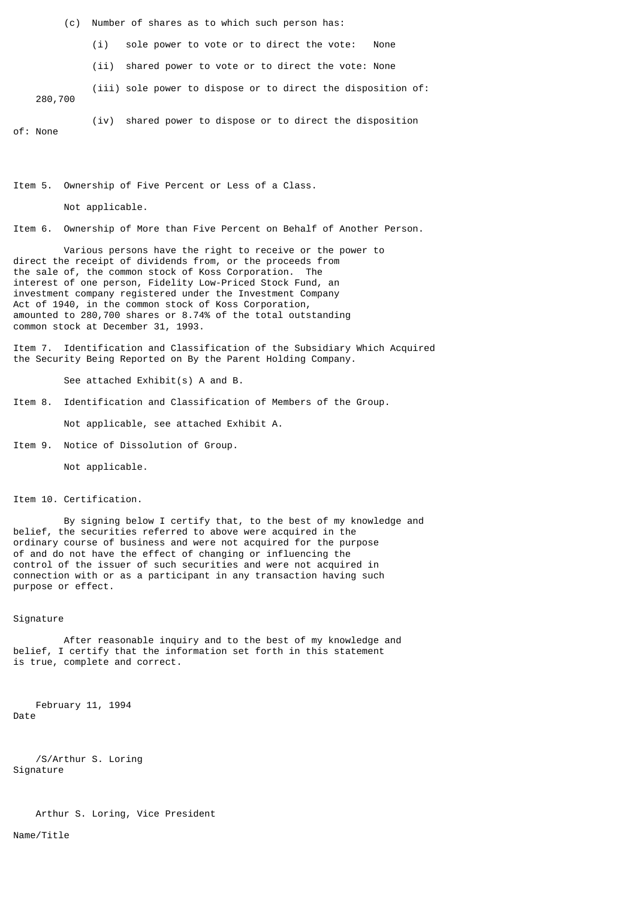(c) Number of shares as to which such person has:

(i) sole power to vote or to direct the vote: None

(ii) shared power to vote or to direct the vote: None

(iii) sole power to dispose or to direct the disposition of: 280,700

(iv) shared power to dispose or to direct the disposition of: None

Item 5. Ownership of Five Percent or Less of a Class.

Not applicable.

Item 6. Ownership of More than Five Percent on Behalf of Another Person.

Various persons have the right to receive or the power to direct the receipt of dividends from, or the proceeds from the sale of, the common stock of Koss Corporation. The interest of one person, Fidelity Low-Priced Stock Fund, an investment company registered under the Investment Company Act of 1940, in the common stock of Koss Corporation, amounted to 280,700 shares or 8.74% of the total outstanding common stock at December 31, 1993.

Item 7. Identification and Classification of the Subsidiary Which Acquired the Security Being Reported on By the Parent Holding Company.

See attached Exhibit(s) A and B.

Item 8. Identification and Classification of Members of the Group.

Not applicable, see attached Exhibit A.

Item 9. Notice of Dissolution of Group.

Not applicable.

Item 10. Certification.

By signing below I certify that, to the best of my knowledge and belief, the securities referred to above were acquired in the ordinary course of business and were not acquired for the purpose of and do not have the effect of changing or influencing the control of the issuer of such securities and were not acquired in connection with or as a participant in any transaction having such purpose or effect.

Signature

After reasonable inquiry and to the best of my knowledge and belief, I certify that the information set forth in this statement is true, complete and correct.

February 11, 1994
Date

/S/Arthur S. Loring
Signature

Arthur S. Loring, Vice President

Name/Title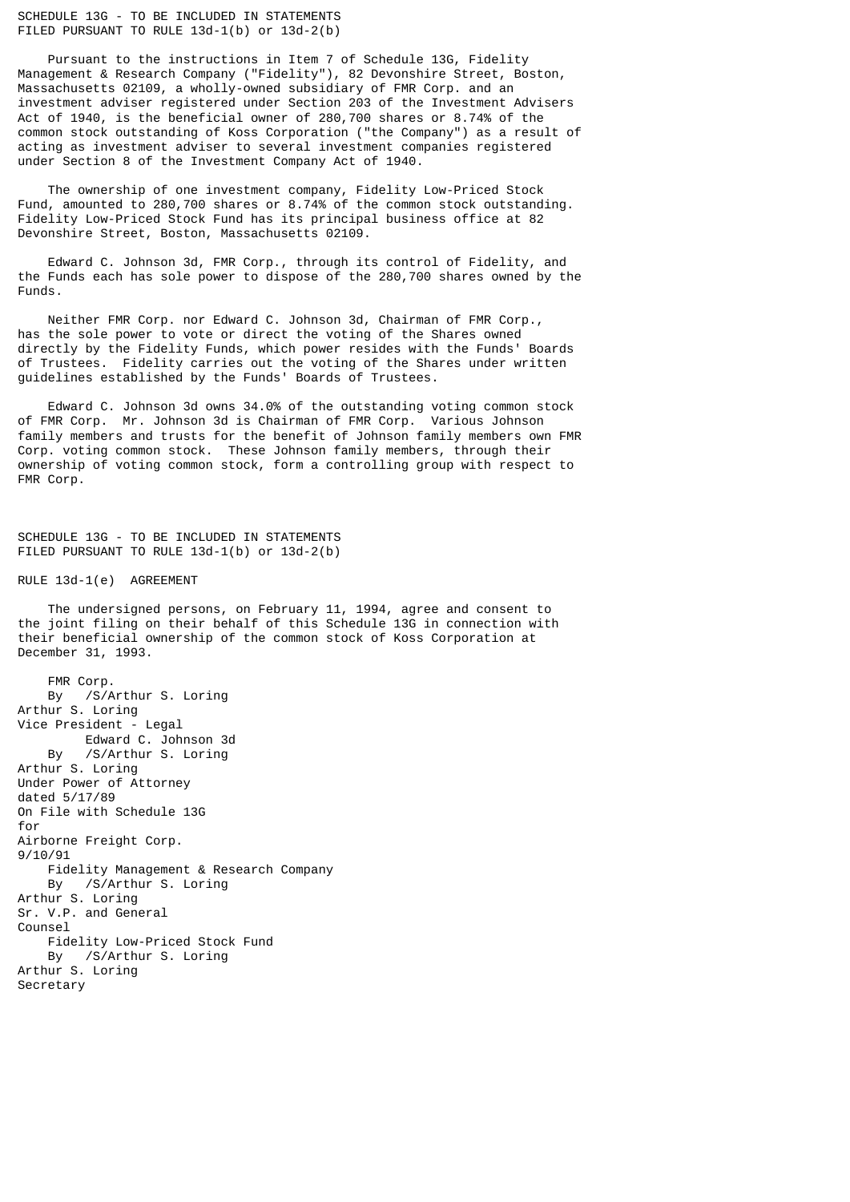SCHEDULE 13G - TO BE INCLUDED IN STATEMENTS
FILED PURSUANT TO RULE 13d-1(b) or 13d-2(b)

Pursuant to the instructions in Item 7 of Schedule 13G, Fidelity Management & Research Company ("Fidelity"), 82 Devonshire Street, Boston, Massachusetts 02109, a wholly-owned subsidiary of FMR Corp. and an investment adviser registered under Section 203 of the Investment Advisers Act of 1940, is the beneficial owner of 280,700 shares or 8.74% of the common stock outstanding of Koss Corporation ("the Company") as a result of acting as investment adviser to several investment companies registered under Section 8 of the Investment Company Act of 1940.

The ownership of one investment company, Fidelity Low-Priced Stock Fund, amounted to 280,700 shares or 8.74% of the common stock outstanding. Fidelity Low-Priced Stock Fund has its principal business office at 82 Devonshire Street, Boston, Massachusetts 02109.

Edward C. Johnson 3d, FMR Corp., through its control of Fidelity, and the Funds each has sole power to dispose of the 280,700 shares owned by the Funds.

Neither FMR Corp. nor Edward C. Johnson 3d, Chairman of FMR Corp., has the sole power to vote or direct the voting of the Shares owned directly by the Fidelity Funds, which power resides with the Funds' Boards of Trustees. Fidelity carries out the voting of the Shares under written guidelines established by the Funds' Boards of Trustees.

Edward C. Johnson 3d owns 34.0% of the outstanding voting common stock of FMR Corp. Mr. Johnson 3d is Chairman of FMR Corp. Various Johnson family members and trusts for the benefit of Johnson family members own FMR Corp. voting common stock. These Johnson family members, through their ownership of voting common stock, form a controlling group with respect to FMR Corp.

SCHEDULE 13G - TO BE INCLUDED IN STATEMENTS
FILED PURSUANT TO RULE 13d-1(b) or 13d-2(b)

RULE 13d-1(e) AGREEMENT

The undersigned persons, on February 11, 1994, agree and consent to the joint filing on their behalf of this Schedule 13G in connection with their beneficial ownership of the common stock of Koss Corporation at December 31, 1993.

FMR Corp.
By /S/Arthur S. Loring
Arthur S. Loring
Vice President - Legal

Edward C. Johnson 3d
By /S/Arthur S. Loring
Arthur S. Loring
Under Power of Attorney
dated 5/17/89
On File with Schedule 13G
for
Airborne Freight Corp.
9/10/91

Fidelity Management & Research Company
By /S/Arthur S. Loring
Arthur S. Loring
Sr. V.P. and General
Counsel

Fidelity Low-Priced Stock Fund
By /S/Arthur S. Loring
Arthur S. Loring
Secretary